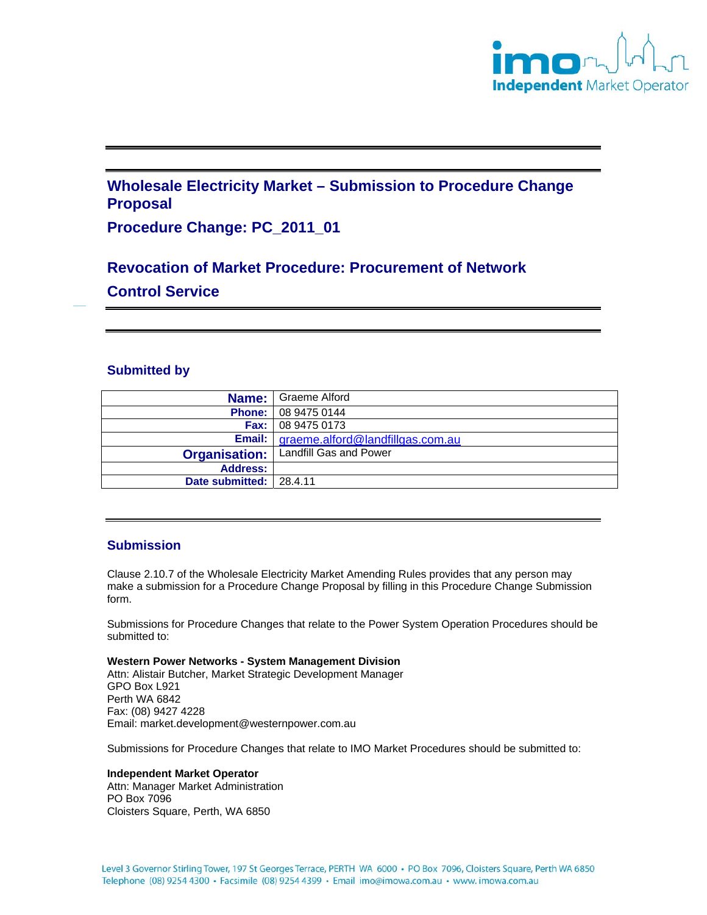# Wholesale Electricity Market – Submission to Procedure Change Proposal

## Procedure Change: PC_2011_01

## Revocation of Market Procedure: Procurement of Network Control Service

### Submitted by

| | |
|---|---|
| **Name:** | Graeme Alford |
| **Phone:** | 08 9475 0144 |
| **Fax:** | 08 9475 0173 |
| **Email:** | graeme.alford@landfillgas.com.au |
| **Organisation:** | Landfill Gas and Power |
| **Address:** | |
| **Date submitted:** | 28.4.11 |

### Submission

Clause 2.10.7 of the Wholesale Electricity Market Amending Rules provides that any person may make a submission for a Procedure Change Proposal by filling in this Procedure Change Submission form.

Submissions for Procedure Changes that relate to the Power System Operation Procedures should be submitted to:

**Western Power Networks - System Management Division**
Attn: Alistair Butcher, Market Strategic Development Manager
GPO Box L921
Perth WA 6842
Fax: (08) 9427 4228
Email: market.development@westernpower.com.au

Submissions for Procedure Changes that relate to IMO Market Procedures should be submitted to:

**Independent Market Operator**
Attn: Manager Market Administration
PO Box 7096
Cloisters Square, Perth, WA 6850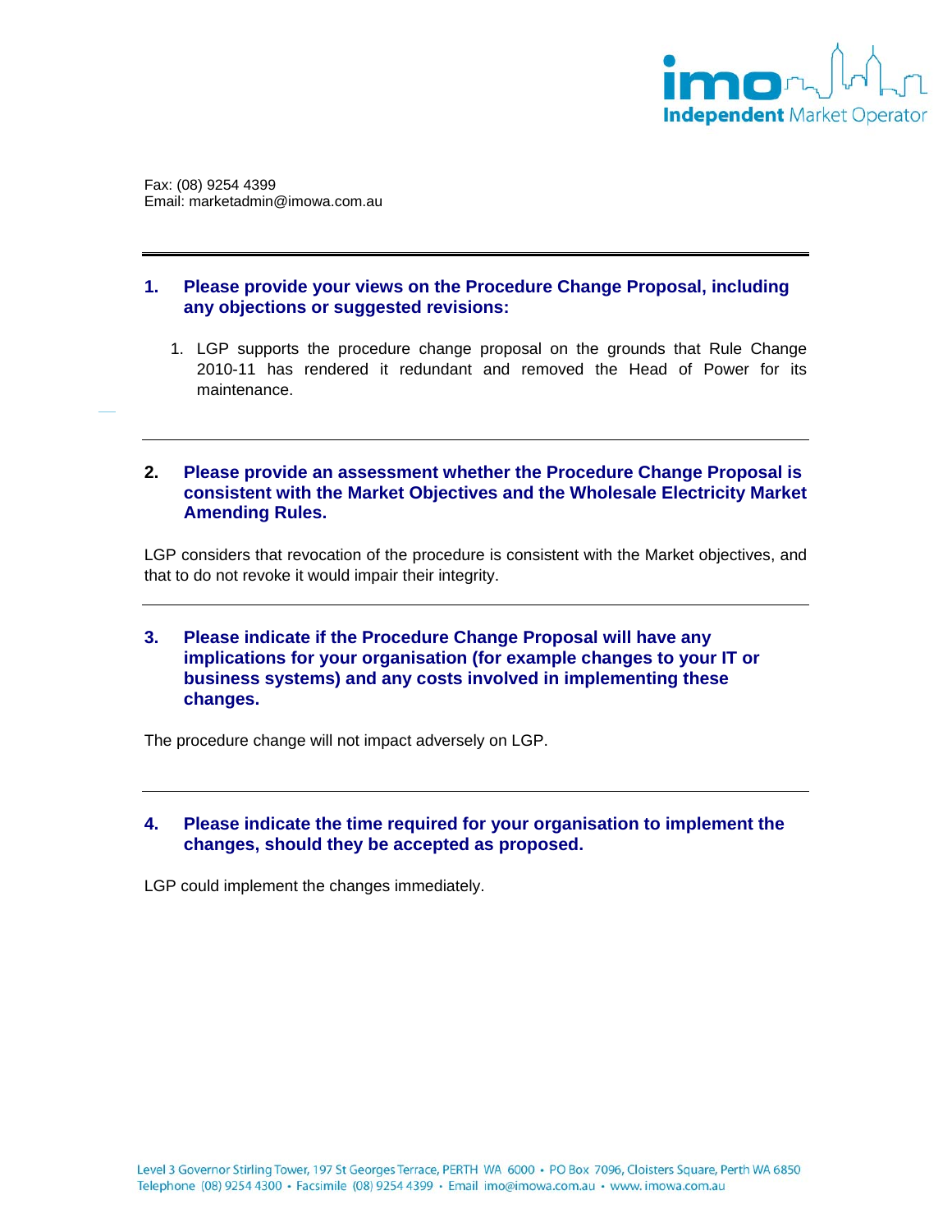Fax: (08) 9254 4399
Email: marketadmin@imowa.com.au

---

**1. Please provide your views on the Procedure Change Proposal, including any objections or suggested revisions:**

1. LGP supports the procedure change proposal on the grounds that Rule Change 2010-11 has rendered it redundant and removed the Head of Power for its maintenance.

---

**2. Please provide an assessment whether the Procedure Change Proposal is consistent with the Market Objectives and the Wholesale Electricity Market Amending Rules.**

LGP considers that revocation of the procedure is consistent with the Market objectives, and that to do not revoke it would impair their integrity.

---

**3. Please indicate if the Procedure Change Proposal will have any implications for your organisation (for example changes to your IT or business systems) and any costs involved in implementing these changes.**

The procedure change will not impact adversely on LGP.

---

**4. Please indicate the time required for your organisation to implement the changes, should they be accepted as proposed.**

LGP could implement the changes immediately.